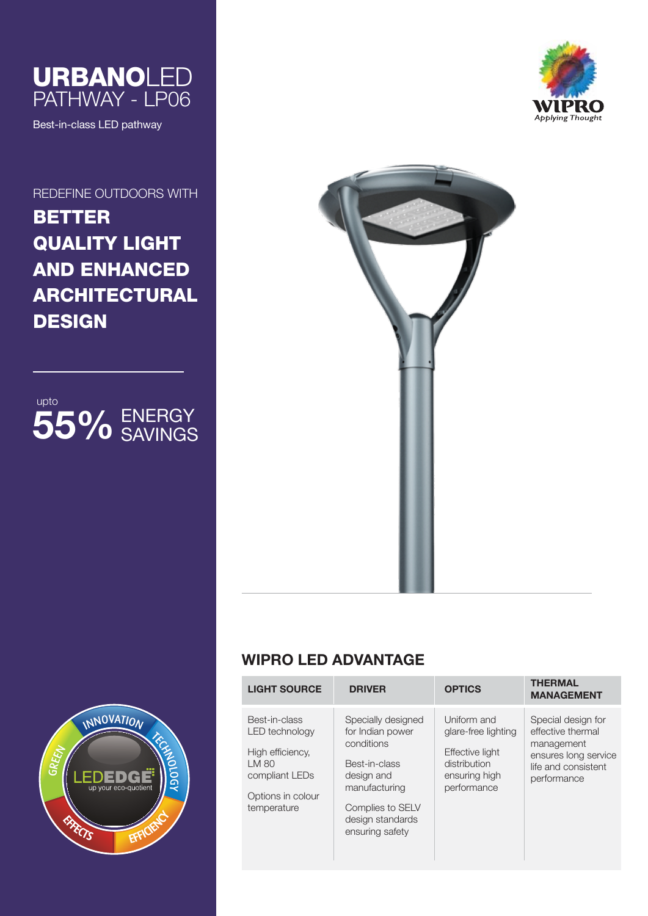# URBANOLED PATHWAY - LP06

Best-in-class LED pathway

REDEFINE OUTDOORS WITH

**BETTER QUALITY LIGHT AND ENHANCED ARCHITECTURAL DESIGN**

upto

**55%** ENERGY SAVINGS

## WIPRO LED ADVANTAGE

| LIGHT SOURCE | DRIVER | OPTICS | THERMAL MANAGEMENT |
|---|---|---|---|
| Best-in-class LED technology<br><br>High efficiency, LM 80 compliant LEDs<br><br>Options in colour temperature | Specially designed for Indian power conditions<br><br>Best-in-class design and manufacturing<br><br>Complies to SELV design standards ensuring safety | Uniform and glare-free lighting<br><br>Effective light distribution ensuring high performance | Special design for effective thermal management ensures long service life and consistent performance |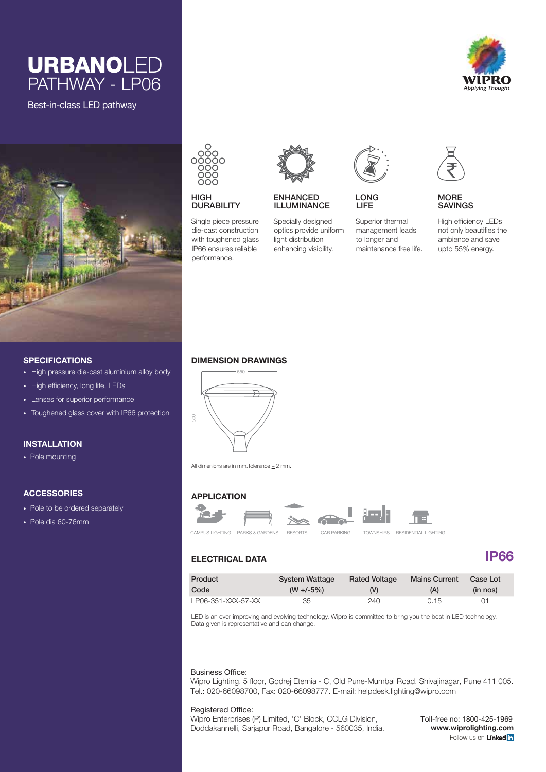# URBANOLED PATHWAY - LP06

Best-in-class LED pathway

### HIGH DURABILITY

Single piece pressure die-cast construction with toughened glass IP66 ensures reliable performance.

### ENHANCED ILLUMINANCE

Specially designed optics provide uniform light distribution enhancing visibility.

### LONG LIFE

Superior thermal management leads to longer and maintenance free life.

### MORE SAVINGS

High efficiency LEDs not only beautifies the ambience and save upto 55% energy.

## SPECIFICATIONS

- High pressure die-cast aluminium alloy body
- High efficiency, long life, LEDs
- Lenses for superior performance
- Toughened glass cover with IP66 protection

## INSTALLATION

- Pole mounting

## ACCESSORIES

- Pole to be ordered separately
- Pole dia 60-76mm

## DIMENSION DRAWINGS

550

500

All dimensions are in mm.Tolerance ± 2 mm.

## APPLICATION

CAMPUS LIGHTING PARKS & GARDENS RESORTS CAR PARKING TOWNSHIPS RESIDENTIAL LIGHTING

## ELECTRICAL DATA

**IP66**

| Product Code | System Wattage (W +/-5%) | Rated Voltage (V) | Mains Current (A) | Case Lot (in nos) |
|---|---|---|---|---|
| LP06-351-XXX-57-XX | 35 | 240 | 0.15 | 01 |

LED is an ever improving and evolving technology. Wipro is committed to bring you the best in LED technology. Data given is representative and can change.

Business Office:
Wipro Lighting, 5 floor, Godrej Eternia - C, Old Pune-Mumbai Road, Shivajinagar, Pune 411 005.
Tel.: 020-66098700, Fax: 020-66098777. E-mail: helpdesk.lighting@wipro.com

Registered Office:
Wipro Enterprises (P) Limited, 'C' Block, CCLG Division,
Doddakannelli, Sarjapur Road, Bangalore - 560035, India.

Toll-free no: 1800-425-1969
**www.wiprolighting.com**
Follow us on LinkedIn